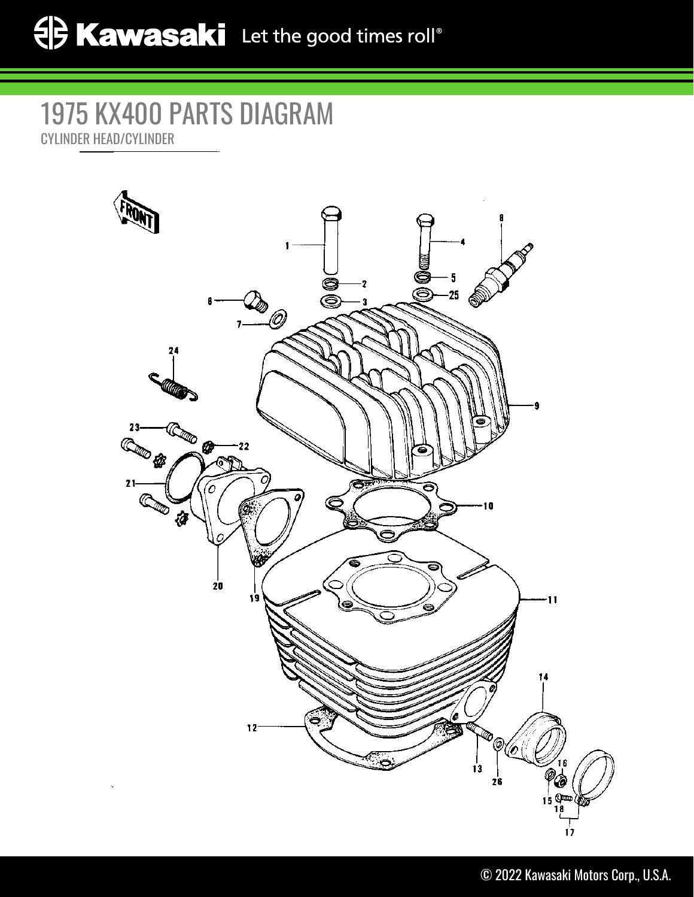# 1975 KX400 PARTS DIAGRAM

CYLINDER HEAD/CYLINDER

FRONT

1 2 3 4 5 25 8 6 7 24 9 23 22 21 10 20 19 11 14 12 13 26 16 15 18 17

© 2022 Kawasaki Motors Corp., U.S.A.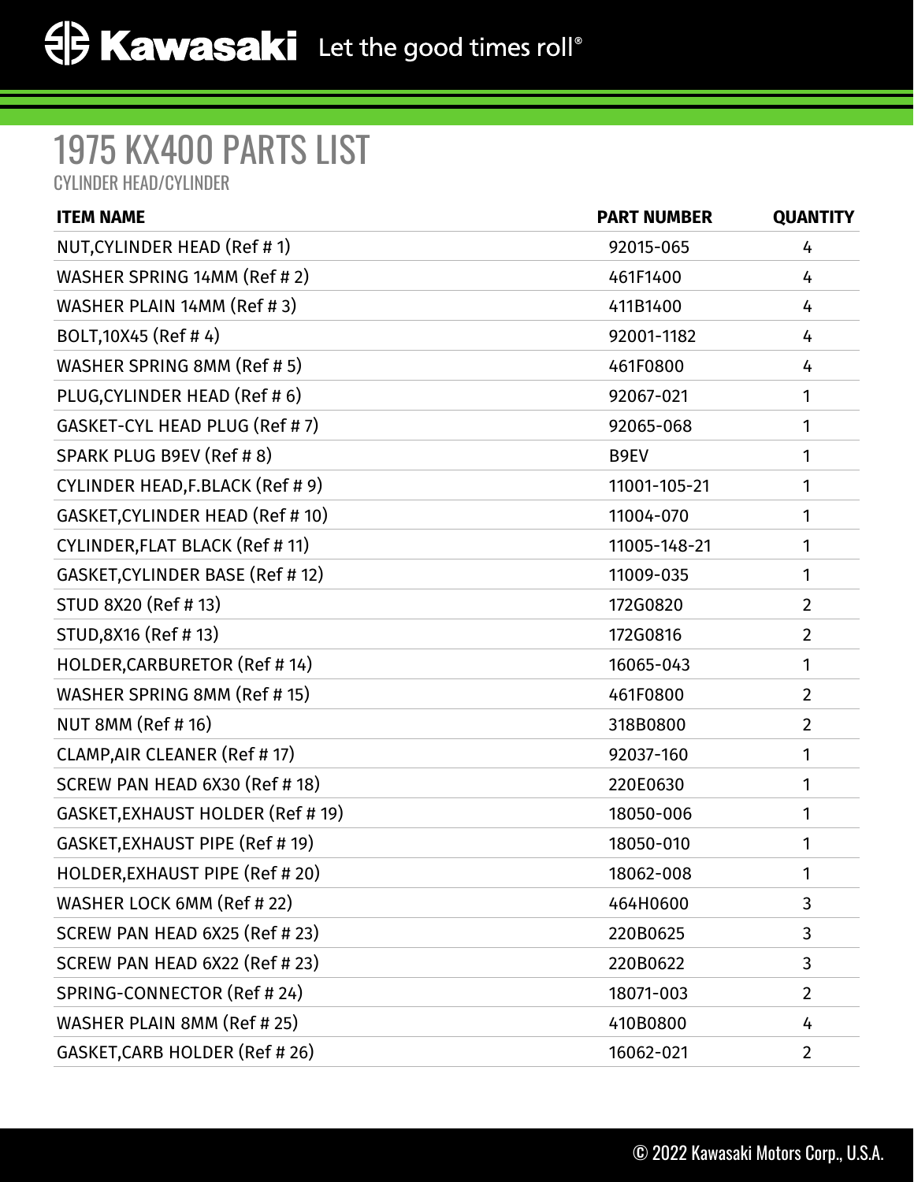# 1975 KX400 PARTS LIST

CYLINDER HEAD/CYLINDER

| ITEM NAME | PART NUMBER | QUANTITY |
|---|---|---|
| NUT,CYLINDER HEAD (Ref # 1) | 92015-065 | 4 |
| WASHER SPRING 14MM (Ref # 2) | 461F1400 | 4 |
| WASHER PLAIN 14MM (Ref # 3) | 411B1400 | 4 |
| BOLT,10X45 (Ref # 4) | 92001-1182 | 4 |
| WASHER SPRING 8MM (Ref # 5) | 461F0800 | 4 |
| PLUG,CYLINDER HEAD (Ref # 6) | 92067-021 | 1 |
| GASKET-CYL HEAD PLUG (Ref # 7) | 92065-068 | 1 |
| SPARK PLUG B9EV (Ref # 8) | B9EV | 1 |
| CYLINDER HEAD,F.BLACK (Ref # 9) | 11001-105-21 | 1 |
| GASKET,CYLINDER HEAD (Ref # 10) | 11004-070 | 1 |
| CYLINDER,FLAT BLACK (Ref # 11) | 11005-148-21 | 1 |
| GASKET,CYLINDER BASE (Ref # 12) | 11009-035 | 1 |
| STUD 8X20 (Ref # 13) | 172G0820 | 2 |
| STUD,8X16 (Ref # 13) | 172G0816 | 2 |
| HOLDER,CARBURETOR (Ref # 14) | 16065-043 | 1 |
| WASHER SPRING 8MM (Ref # 15) | 461F0800 | 2 |
| NUT 8MM (Ref # 16) | 318B0800 | 2 |
| CLAMP,AIR CLEANER (Ref # 17) | 92037-160 | 1 |
| SCREW PAN HEAD 6X30 (Ref # 18) | 220E0630 | 1 |
| GASKET,EXHAUST HOLDER (Ref # 19) | 18050-006 | 1 |
| GASKET,EXHAUST PIPE (Ref # 19) | 18050-010 | 1 |
| HOLDER,EXHAUST PIPE (Ref # 20) | 18062-008 | 1 |
| WASHER LOCK 6MM (Ref # 22) | 464H0600 | 3 |
| SCREW PAN HEAD 6X25 (Ref # 23) | 220B0625 | 3 |
| SCREW PAN HEAD 6X22 (Ref # 23) | 220B0622 | 3 |
| SPRING-CONNECTOR (Ref # 24) | 18071-003 | 2 |
| WASHER PLAIN 8MM (Ref # 25) | 410B0800 | 4 |
| GASKET,CARB HOLDER (Ref # 26) | 16062-021 | 2 |